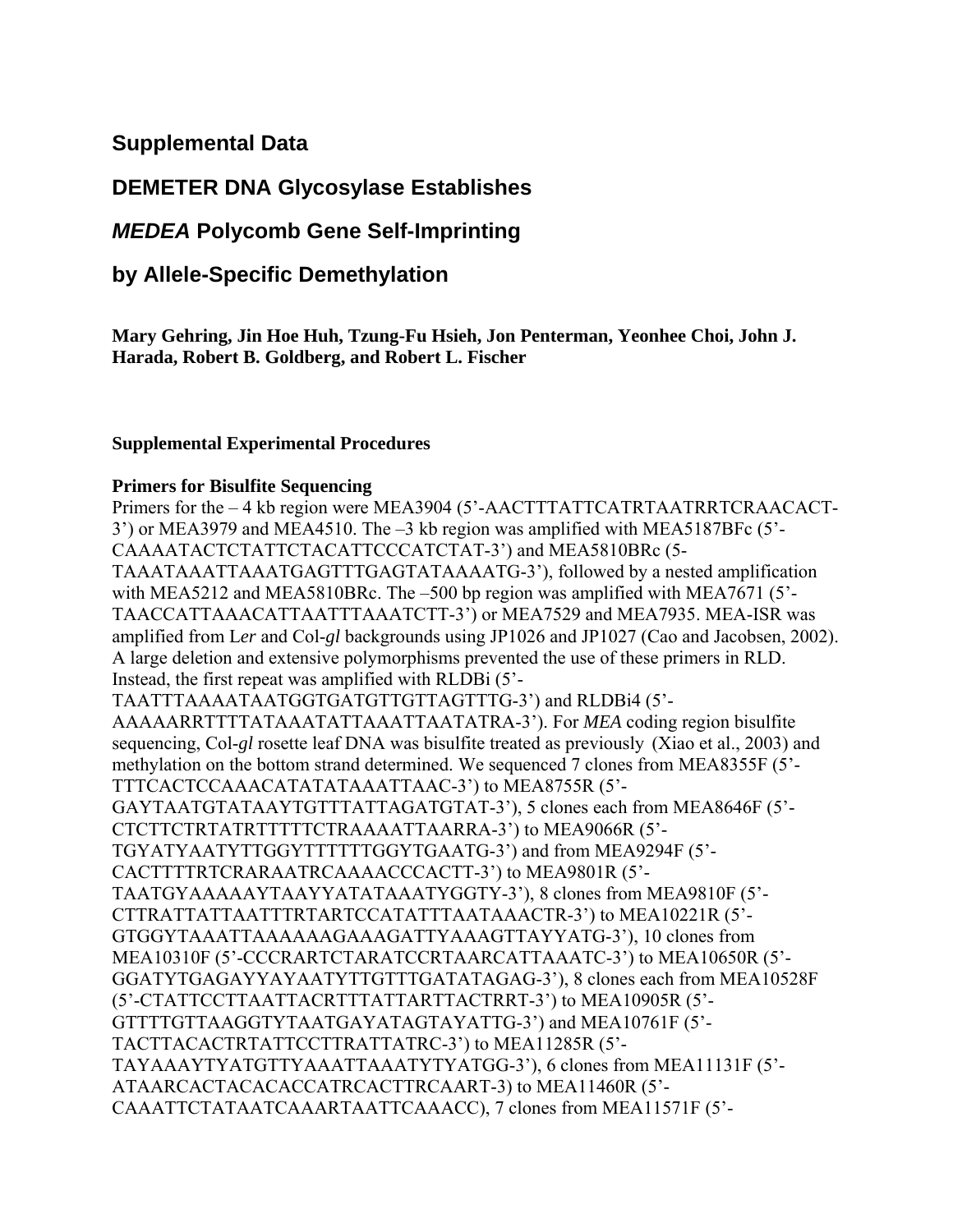## Supplemental Data

# DEMETER DNA Glycosylase Establishes *MEDEA* Polycomb Gene Self-Imprinting by Allele-Specific Demethylation

**Mary Gehring, Jin Hoe Huh, Tzung-Fu Hsieh, Jon Penterman, Yeonhee Choi, John J. Harada, Robert B. Goldberg, and Robert L. Fischer**

### Supplemental Experimental Procedures

**Primers for Bisulfite Sequencing**

Primers for the – 4 kb region were MEA3904 (5'-AACTTTATTCATRTAATRRTCRAACACT-3') or MEA3979 and MEA4510. The –3 kb region was amplified with MEA5187BFc (5'-CAAAATACTCTATTCTACATTCCCATCTAT-3') and MEA5810BRc (5-TAAATAAATTAAATGAGTTTGAGTATAAAATG-3'), followed by a nested amplification with MEA5212 and MEA5810BRc. The –500 bp region was amplified with MEA7671 (5'-TAACCATTAAACATTAATTTAAATCTT-3') or MEA7529 and MEA7935. MEA-ISR was amplified from L*er* and Col-*gl* backgrounds using JP1026 and JP1027 (Cao and Jacobsen, 2002). A large deletion and extensive polymorphisms prevented the use of these primers in RLD. Instead, the first repeat was amplified with RLDBi (5'-TAATTTAAAATAATGGTGATGTTGTTAGTTTG-3') and RLDBi4 (5'-AAAAARRTTTTATAAATATTAAATTAATATRA-3'). For *MEA* coding region bisulfite sequencing, Col-*gl* rosette leaf DNA was bisulfite treated as previously (Xiao et al., 2003) and methylation on the bottom strand determined. We sequenced 7 clones from MEA8355F (5'-TTTCACTCCAAACATATATAAATTAAC-3') to MEA8755R (5'-GAYTAATGTATAAYTGTTTATTAGATGTAT-3'), 5 clones each from MEA8646F (5'-CTCTTCTRTATRTTTTTCTRAAAATTAARRA-3') to MEA9066R (5'-TGYATYAATYTTGGYTTTTTTGGYTGAATG-3') and from MEA9294F (5'-CACTTTTRTCRARAATRCAAAACCCACTT-3') to MEA9801R (5'-TAATGYAAAAAYTAAYYATATAAATYGGTY-3'), 8 clones from MEA9810F (5'-CTTRATTATTAATTTRTARTCCATATTTAATAAACTR-3') to MEA10221R (5'-GTGGYTAAATTAAAAAAGAAAGATTYAAAGTTAYYATG-3'), 10 clones from MEA10310F (5'-CCCRARTCTARATCCRTAARCATTAAATC-3') to MEA10650R (5'-GGATYTGAGAYYAYAATYTTGTTTGATATAGAG-3'), 8 clones each from MEA10528F (5'-CTATTCCTTAATTACRTTTATTARTTACTRRT-3') to MEA10905R (5'-GTTTTGTTAAGGTYTAATGAYATAGTAYATTG-3') and MEA10761F (5'-TACTTACACTRTATTCCTTRATTATRC-3') to MEA11285R (5'-TAYAAAYTYATGTTYAAATTAAATYTYATGG-3'), 6 clones from MEA11131F (5'-ATAARCACTACACACCATRCACTTRCAART-3) to MEA11460R (5'-CAAATTCTATAATCAAARTAATTCAAACC), 7 clones from MEA11571F (5'-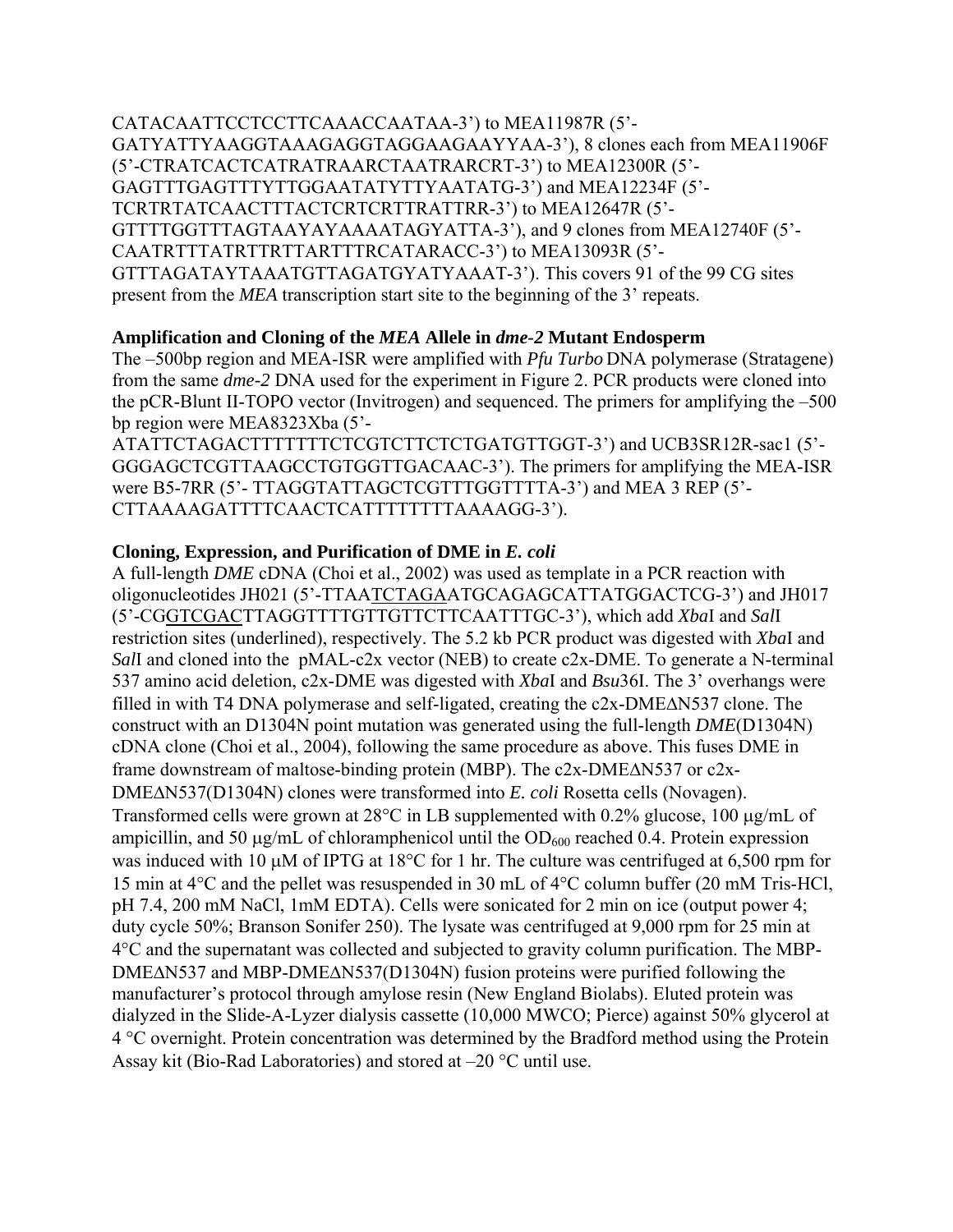CATACAATTCCTCCTTCAAACCAATAA-3') to MEA11987R (5'-GATYATTYAAGGTAAAGAGGTAGGAAGAAYYAA-3'), 8 clones each from MEA11906F (5'-CTRATCACTCATRATRAARCTAATRARCRT-3') to MEA12300R (5'-GAGTTTGAGTTTYTTGGAATATYTTYAATATG-3') and MEA12234F (5'-TCRTRTATCAACTTTACTCRTCRTTRATTRR-3') to MEA12647R (5'-GTTTTGGTTTAGTAAYAYAAAATAGYATTA-3'), and 9 clones from MEA12740F (5'-CAATRTTTATRTTRTTARTTTRCATARACC-3') to MEA13093R (5'-GTTTAGATAYTAAATGTTAGATGYATYAAAT-3'). This covers 91 of the 99 CG sites present from the *MEA* transcription start site to the beginning of the 3' repeats.

### Amplification and Cloning of the *MEA* Allele in *dme-2* Mutant Endosperm

The –500bp region and MEA-ISR were amplified with *Pfu Turbo* DNA polymerase (Stratagene) from the same *dme-2* DNA used for the experiment in Figure 2. PCR products were cloned into the pCR-Blunt II-TOPO vector (Invitrogen) and sequenced. The primers for amplifying the –500 bp region were MEA8323Xba (5'-ATATTCTAGACTTTTTTTCTCGTCTTCTCTGATGTTGGT-3') and UCB3SR12R-sac1 (5'-GGGAGCTCGTTAAGCCTGTGGTTGACAAC-3'). The primers for amplifying the MEA-ISR were B5-7RR (5'- TTAGGTATTAGCTCGTTTGGTTTTA-3') and MEA 3 REP (5'-CTTAAAAGATTTTCAACTCATTTTTTTTAAAAGG-3').

### Cloning, Expression, and Purification of DME in *E. coli*

A full-length *DME* cDNA (Choi et al., 2002) was used as template in a PCR reaction with oligonucleotides JH021 (5'-TTAA<u>TCTAGA</u>ATGCAGAGCATTATGGACTCG-3') and JH017 (5'-CG<u>GTCGAC</u>TTAGGTTTTGTTGTTCTTCAATTTGC-3'), which add *Xba*I and *Sal*I restriction sites (underlined), respectively. The 5.2 kb PCR product was digested with *Xba*I and *Sal*I and cloned into the pMAL-c2x vector (NEB) to create c2x-DME. To generate a N-terminal 537 amino acid deletion, c2x-DME was digested with *Xba*I and *Bsu*36I. The 3' overhangs were filled in with T4 DNA polymerase and self-ligated, creating the c2x-DMEΔN537 clone. The construct with an D1304N point mutation was generated using the full-length *DME*(D1304N) cDNA clone (Choi et al., 2004), following the same procedure as above. This fuses DME in frame downstream of maltose-binding protein (MBP). The c2x-DMEΔN537 or c2x-DMEΔN537(D1304N) clones were transformed into *E. coli* Rosetta cells (Novagen). Transformed cells were grown at 28°C in LB supplemented with 0.2% glucose, 100 μg/mL of ampicillin, and 50 μg/mL of chloramphenicol until the $OD_{600}$ reached 0.4. Protein expression was induced with 10 μM of IPTG at 18°C for 1 hr. The culture was centrifuged at 6,500 rpm for 15 min at 4°C and the pellet was resuspended in 30 mL of 4°C column buffer (20 mM Tris-HCl, pH 7.4, 200 mM NaCl, 1mM EDTA). Cells were sonicated for 2 min on ice (output power 4; duty cycle 50%; Branson Sonifer 250). The lysate was centrifuged at 9,000 rpm for 25 min at 4°C and the supernatant was collected and subjected to gravity column purification. The MBP-DMEΔN537 and MBP-DMEΔN537(D1304N) fusion proteins were purified following the manufacturer's protocol through amylose resin (New England Biolabs). Eluted protein was dialyzed in the Slide-A-Lyzer dialysis cassette (10,000 MWCO; Pierce) against 50% glycerol at 4 °C overnight. Protein concentration was determined by the Bradford method using the Protein Assay kit (Bio-Rad Laboratories) and stored at –20 °C until use.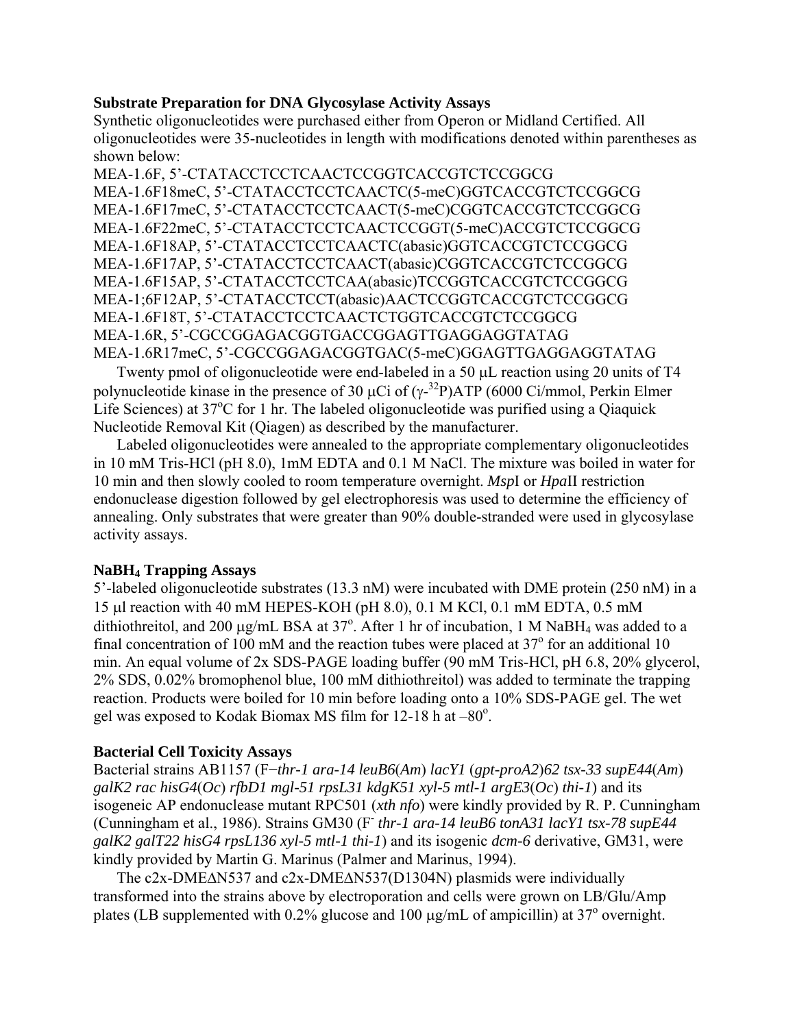**Substrate Preparation for DNA Glycosylase Activity Assays**

Synthetic oligonucleotides were purchased either from Operon or Midland Certified. All oligonucleotides were 35-nucleotides in length with modifications denoted within parentheses as shown below:

MEA-1.6F, 5'-CTATACCTCCTCAACTCCGGTCACCGTCTCCGGCG
MEA-1.6F18meC, 5'-CTATACCTCCTCAACTC(5-meC)GGTCACCGTCTCCGGCG
MEA-1.6F17meC, 5'-CTATACCTCCTCAACT(5-meC)CGGTCACCGTCTCCGGCG
MEA-1.6F22meC, 5'-CTATACCTCCTCAACTCCGGT(5-meC)ACCGTCTCCGGCG
MEA-1.6F18AP, 5'-CTATACCTCCTCAACTC(abasic)GGTCACCGTCTCCGGCG
MEA-1.6F17AP, 5'-CTATACCTCCTCAACT(abasic)CGGTCACCGTCTCCGGCG
MEA-1.6F15AP, 5'-CTATACCTCCTCAA(abasic)TCCGGTCACCGTCTCCGGCG
MEA-1;6F12AP, 5'-CTATACCTCCT(abasic)AACTCCGGTCACCGTCTCCGGCG
MEA-1.6F18T, 5'-CTATACCTCCTCAACTCTGGTCACCGTCTCCGGCG
MEA-1.6R, 5'-CGCCGGAGACGGTGACCGGAGTTGAGGAGGTATAG
MEA-1.6R17meC, 5'-CGCCGGAGACGGTGAC(5-meC)GGAGTTGAGGAGGTATAG

Twenty pmol of oligonucleotide were end-labeled in a 50 μL reaction using 20 units of T4 polynucleotide kinase in the presence of 30 μCi of ($\gamma$-$^{32}$P)ATP (6000 Ci/mmol, Perkin Elmer Life Sciences) at 37°C for 1 hr. The labeled oligonucleotide was purified using a Qiaquick Nucleotide Removal Kit (Qiagen) as described by the manufacturer.

Labeled oligonucleotides were annealed to the appropriate complementary oligonucleotides in 10 mM Tris-HCl (pH 8.0), 1mM EDTA and 0.1 M NaCl. The mixture was boiled in water for 10 min and then slowly cooled to room temperature overnight. *Msp*I or *Hpa*II restriction endonuclease digestion followed by gel electrophoresis was used to determine the efficiency of annealing. Only substrates that were greater than 90% double-stranded were used in glycosylase activity assays.

**$NaBH_4$ Trapping Assays**

5'-labeled oligonucleotide substrates (13.3 nM) were incubated with DME protein (250 nM) in a 15 μl reaction with 40 mM HEPES-KOH (pH 8.0), 0.1 M KCl, 0.1 mM EDTA, 0.5 mM dithiothreitol, and 200 μg/mL BSA at 37°. After 1 hr of incubation, 1 M $NaBH_4$ was added to a final concentration of 100 mM and the reaction tubes were placed at 37° for an additional 10 min. An equal volume of 2x SDS-PAGE loading buffer (90 mM Tris-HCl, pH 6.8, 20% glycerol, 2% SDS, 0.02% bromophenol blue, 100 mM dithiothreitol) was added to terminate the trapping reaction. Products were boiled for 10 min before loading onto a 10% SDS-PAGE gel. The wet gel was exposed to Kodak Biomax MS film for 12-18 h at –80°.

**Bacterial Cell Toxicity Assays**

Bacterial strains AB1157 (F− *thr-1 ara-14 leuB6*(*Am*) *lacY1* (*gpt-proA2*)*62 tsx-33 supE44*(*Am*) *galK2 rac hisG4*(*Oc*) *rfbD1 mgl-51 rpsL31 kdgK51 xyl-5 mtl-1 argE3*(*Oc*) *thi-1*) and its isogeneic AP endonuclease mutant RPC501 (*xth nfo*) were kindly provided by R. P. Cunningham (Cunningham et al., 1986). Strains GM30 (F$^-$ *thr-1 ara-14 leuB6 tonA31 lacY1 tsx-78 supE44 galK2 galT22 hisG4 rpsL136 xyl-5 mtl-1 thi-1*) and its isogenic *dcm-6* derivative, GM31, were kindly provided by Martin G. Marinus (Palmer and Marinus, 1994).

The c2x-DMEΔN537 and c2x-DMEΔN537(D1304N) plasmids were individually transformed into the strains above by electroporation and cells were grown on LB/Glu/Amp plates (LB supplemented with 0.2% glucose and 100 μg/mL of ampicillin) at 37° overnight.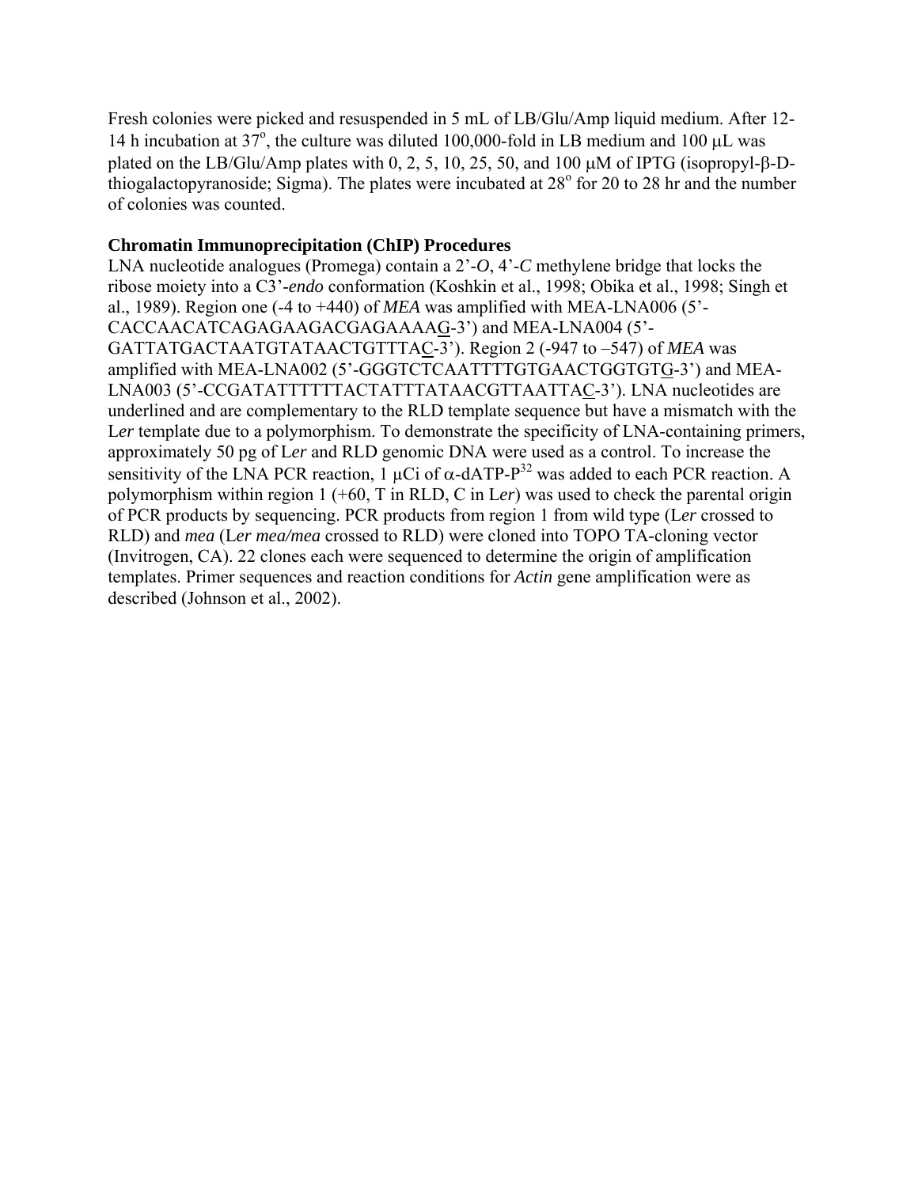Fresh colonies were picked and resuspended in 5 mL of LB/Glu/Amp liquid medium. After 12-14 h incubation at 37°, the culture was diluted 100,000-fold in LB medium and 100 μL was plated on the LB/Glu/Amp plates with 0, 2, 5, 10, 25, 50, and 100 μM of IPTG (isopropyl-β-D-thiogalactopyranoside; Sigma). The plates were incubated at 28° for 20 to 28 hr and the number of colonies was counted.

**Chromatin Immunoprecipitation (ChIP) Procedures**

LNA nucleotide analogues (Promega) contain a 2'-*O*, 4'-*C* methylene bridge that locks the ribose moiety into a C3'-*endo* conformation (Koshkin et al., 1998; Obika et al., 1998; Singh et al., 1989). Region one (-4 to +440) of *MEA* was amplified with MEA-LNA006 (5'-CACCAACATCAGAGAAGACGAGAAAA<u>G</u>-3') and MEA-LNA004 (5'-GATTATGACTAATGTATAACTGTTTA<u>C</u>-3'). Region 2 (-947 to –547) of *MEA* was amplified with MEA-LNA002 (5'-GGGTCTCAATTTTGTGAACTGGTGT<u>G</u>-3') and MEA-LNA003 (5'-CCGATATTTTTTACTATTTATAACGTTAATTA<u>C</u>-3'). LNA nucleotides are underlined and are complementary to the RLD template sequence but have a mismatch with the L*er* template due to a polymorphism. To demonstrate the specificity of LNA-containing primers, approximately 50 pg of L*er* and RLD genomic DNA were used as a control. To increase the sensitivity of the LNA PCR reaction, 1 μCi of α-dATP-$P^{32}$ was added to each PCR reaction. A polymorphism within region 1 (+60, T in RLD, C in L*er*) was used to check the parental origin of PCR products by sequencing. PCR products from region 1 from wild type (L*er* crossed to RLD) and *mea* (L*er mea/mea* crossed to RLD) were cloned into TOPO TA-cloning vector (Invitrogen, CA). 22 clones each were sequenced to determine the origin of amplification templates. Primer sequences and reaction conditions for *Actin* gene amplification were as described (Johnson et al., 2002).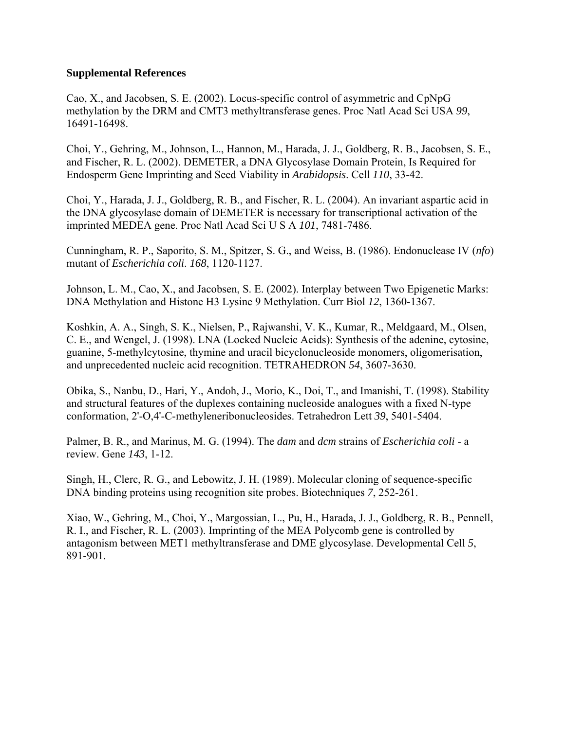**Supplemental References**

Cao, X., and Jacobsen, S. E. (2002). Locus-specific control of asymmetric and CpNpG methylation by the DRM and CMT3 methyltransferase genes. Proc Natl Acad Sci USA *99*, 16491-16498.

Choi, Y., Gehring, M., Johnson, L., Hannon, M., Harada, J. J., Goldberg, R. B., Jacobsen, S. E., and Fischer, R. L. (2002). DEMETER, a DNA Glycosylase Domain Protein, Is Required for Endosperm Gene Imprinting and Seed Viability in *Arabidopsis*. Cell *110*, 33-42.

Choi, Y., Harada, J. J., Goldberg, R. B., and Fischer, R. L. (2004). An invariant aspartic acid in the DNA glycosylase domain of DEMETER is necessary for transcriptional activation of the imprinted MEDEA gene. Proc Natl Acad Sci U S A *101*, 7481-7486.

Cunningham, R. P., Saporito, S. M., Spitzer, S. G., and Weiss, B. (1986). Endonuclease IV (*nfo*) mutant of *Escherichia coli*. *168*, 1120-1127.

Johnson, L. M., Cao, X., and Jacobsen, S. E. (2002). Interplay between Two Epigenetic Marks: DNA Methylation and Histone H3 Lysine 9 Methylation. Curr Biol *12*, 1360-1367.

Koshkin, A. A., Singh, S. K., Nielsen, P., Rajwanshi, V. K., Kumar, R., Meldgaard, M., Olsen, C. E., and Wengel, J. (1998). LNA (Locked Nucleic Acids): Synthesis of the adenine, cytosine, guanine, 5-methylcytosine, thymine and uracil bicyclonucleoside monomers, oligomerisation, and unprecedented nucleic acid recognition. TETRAHEDRON *54*, 3607-3630.

Obika, S., Nanbu, D., Hari, Y., Andoh, J., Morio, K., Doi, T., and Imanishi, T. (1998). Stability and structural features of the duplexes containing nucleoside analogues with a fixed N-type conformation, 2'-O,4'-C-methyleneribonucleosides. Tetrahedron Lett *39*, 5401-5404.

Palmer, B. R., and Marinus, M. G. (1994). The *dam* and *dcm* strains of *Escherichia coli* - a review. Gene *143*, 1-12.

Singh, H., Clerc, R. G., and Lebowitz, J. H. (1989). Molecular cloning of sequence-specific DNA binding proteins using recognition site probes. Biotechniques *7*, 252-261.

Xiao, W., Gehring, M., Choi, Y., Margossian, L., Pu, H., Harada, J. J., Goldberg, R. B., Pennell, R. I., and Fischer, R. L. (2003). Imprinting of the MEA Polycomb gene is controlled by antagonism between MET1 methyltransferase and DME glycosylase. Developmental Cell *5*, 891-901.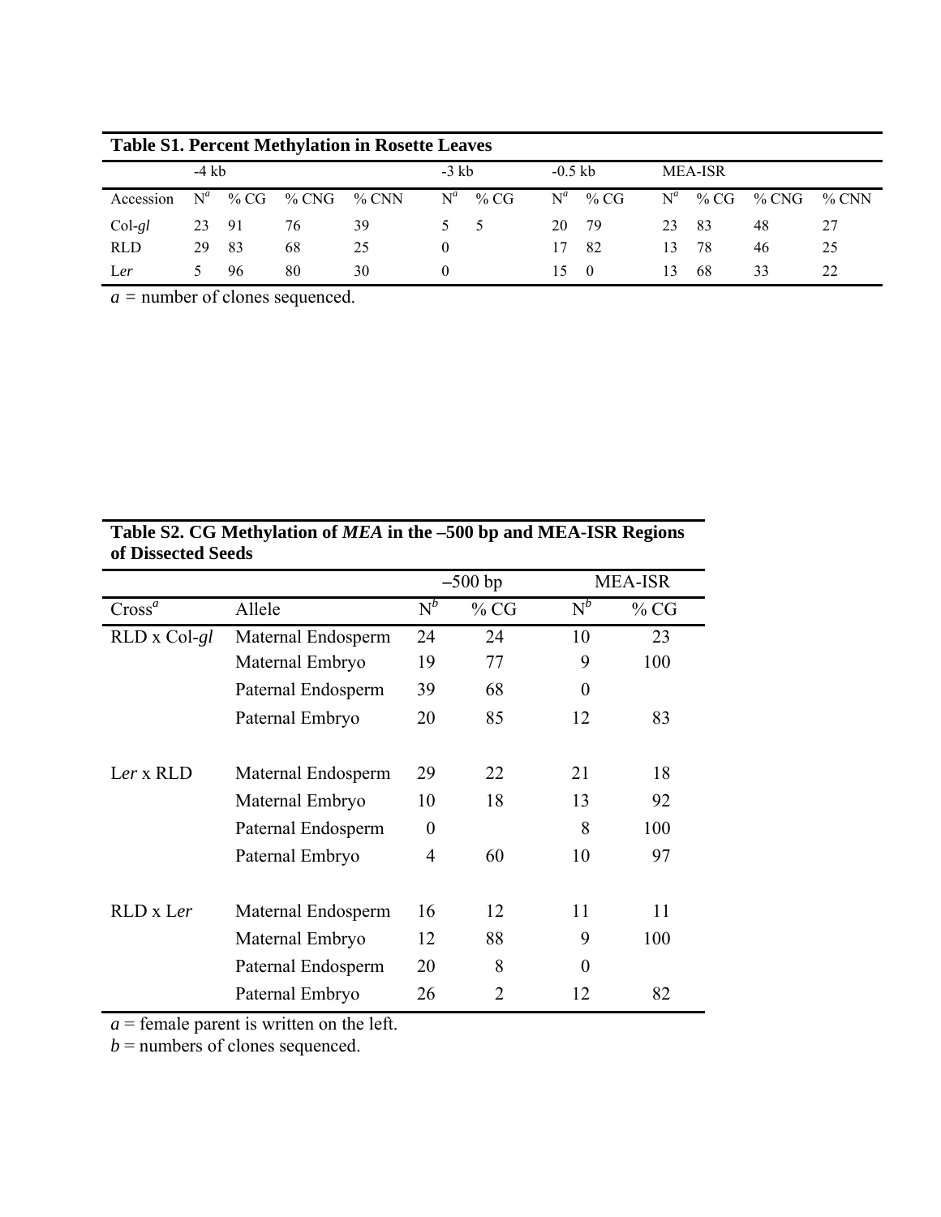**Table S1. Percent Methylation in Rosette Leaves**

| | -4 kb | | | | -3 kb | | -0.5 kb | | MEA-ISR | | | |
|---|---|---|---|---|---|---|---|---|---|---|---|---|
| Accession | N[a] | % CG | % CNG | % CNN | N[a] | % CG | N[a] | % CG | N[a] | % CG | % CNG | % CNN |
| Col-*gl* | 23 | 91 | 76 | 39 | 5 | 5 | 20 | 79 | 23 | 83 | 48 | 27 |
| RLD | 29 | 83 | 68 | 25 | 0 | | 17 | 82 | 13 | 78 | 46 | 25 |
| L*er* | 5 | 96 | 80 | 30 | 0 | | 15 | 0 | 13 | 68 | 33 | 22 |

*a* = number of clones sequenced.

**Table S2. CG Methylation of *MEA* in the –500 bp and MEA-ISR Regions of Dissected Seeds**

| | | –500 bp | | MEA-ISR | |
|---|---|---|---|---|---|
| Cross[a] | Allele | N[b] | % CG | N[b] | % CG |
| RLD x Col-*gl* | Maternal Endosperm | 24 | 24 | 10 | 23 |
| | Maternal Embryo | 19 | 77 | 9 | 100 |
| | Paternal Endosperm | 39 | 68 | 0 | |
| | Paternal Embryo | 20 | 85 | 12 | 83 |
| L*er* x RLD | Maternal Endosperm | 29 | 22 | 21 | 18 |
| | Maternal Embryo | 10 | 18 | 13 | 92 |
| | Paternal Endosperm | 0 | | 8 | 100 |
| | Paternal Embryo | 4 | 60 | 10 | 97 |
| RLD x L*er* | Maternal Endosperm | 16 | 12 | 11 | 11 |
| | Maternal Embryo | 12 | 88 | 9 | 100 |
| | Paternal Endosperm | 20 | 8 | 0 | |
| | Paternal Embryo | 26 | 2 | 12 | 82 |

*a* = female parent is written on the left.
*b* = numbers of clones sequenced.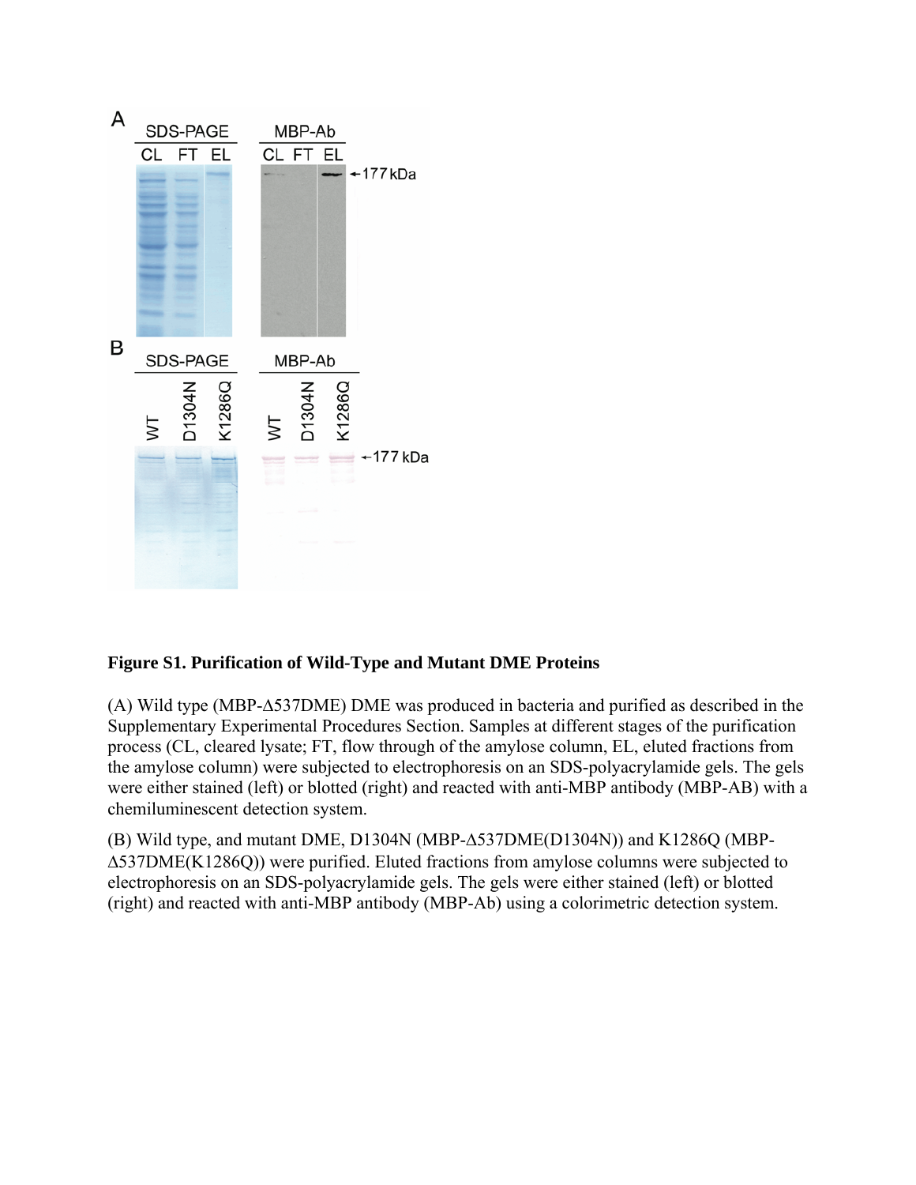**Figure S1. Purification of Wild-Type and Mutant DME Proteins**

(A) Wild type (MBP-Δ537DME) DME was produced in bacteria and purified as described in the Supplementary Experimental Procedures Section. Samples at different stages of the purification process (CL, cleared lysate; FT, flow through of the amylose column, EL, eluted fractions from the amylose column) were subjected to electrophoresis on an SDS-polyacrylamide gels. The gels were either stained (left) or blotted (right) and reacted with anti-MBP antibody (MBP-AB) with a chemiluminescent detection system.

(B) Wild type, and mutant DME, D1304N (MBP-Δ537DME(D1304N)) and K1286Q (MBP-Δ537DME(K1286Q)) were purified. Eluted fractions from amylose columns were subjected to electrophoresis on an SDS-polyacrylamide gels. The gels were either stained (left) or blotted (right) and reacted with anti-MBP antibody (MBP-Ab) using a colorimetric detection system.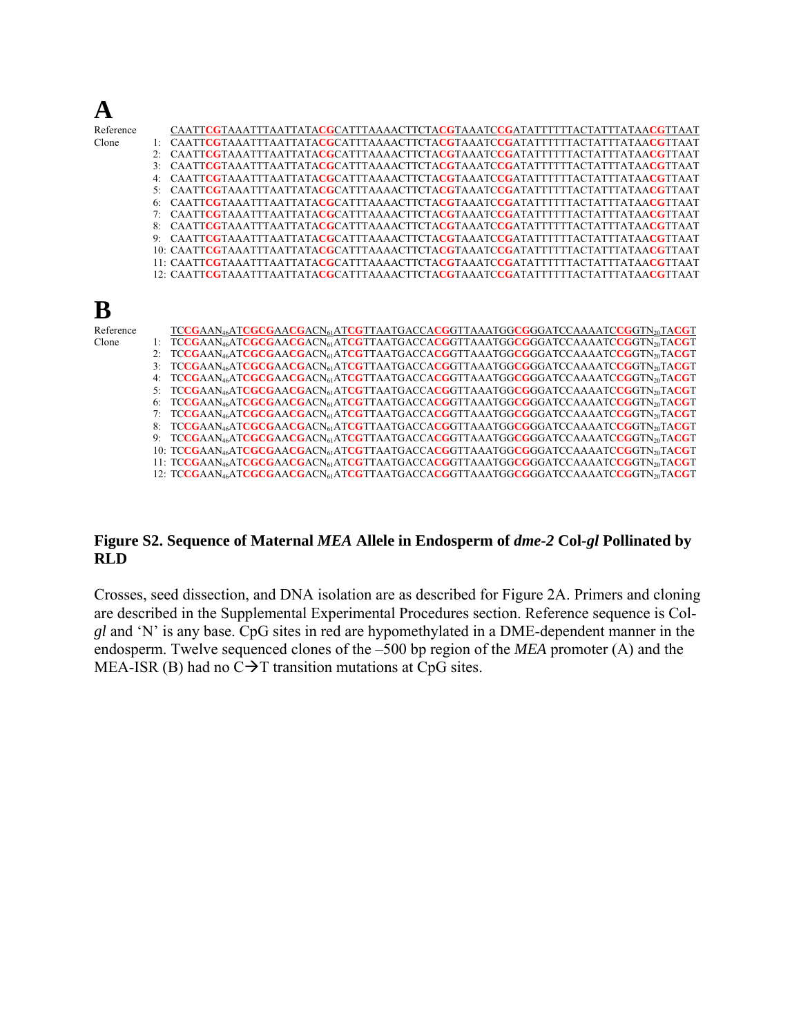**A**

```
Reference     CAATTCGTAAATTTAATTATACGCATTTAAAACTTCTACGTAAATCCGATATTTTTTACTATTTATAACGTTAAT
Clone     1:  CAATTCGTAAATTTAATTATACGCATTTAAAACTTCTACGTAAATCCGATATTTTTTACTATTTATAACGTTAAT
          2:  CAATTCGTAAATTTAATTATACGCATTTAAAACTTCTACGTAAATCCGATATTTTTTACTATTTATAACGTTAAT
          3:  CAATTCGTAAATTTAATTATACGCATTTAAAACTTCTACGTAAATCCGATATTTTTTACTATTTATAACGTTAAT
          4:  CAATTCGTAAATTTAATTATACGCATTTAAAACTTCTACGTAAATCCGATATTTTTTACTATTTATAACGTTAAT
          5:  CAATTCGTAAATTTAATTATACGCATTTAAAACTTCTACGTAAATCCGATATTTTTTACTATTTATAACGTTAAT
          6:  CAATTCGTAAATTTAATTATACGCATTTAAAACTTCTACGTAAATCCGATATTTTTTACTATTTATAACGTTAAT
          7:  CAATTCGTAAATTTAATTATACGCATTTAAAACTTCTACGTAAATCCGATATTTTTTACTATTTATAACGTTAAT
          8:  CAATTCGTAAATTTAATTATACGCATTTAAAACTTCTACGTAAATCCGATATTTTTTACTATTTATAACGTTAAT
          9:  CAATTCGTAAATTTAATTATACGCATTTAAAACTTCTACGTAAATCCGATATTTTTTACTATTTATAACGTTAAT
          10: CAATTCGTAAATTTAATTATACGCATTTAAAACTTCTACGTAAATCCGATATTTTTTACTATTTATAACGTTAAT
          11: CAATTCGTAAATTTAATTATACGCATTTAAAACTTCTACGTAAATCCGATATTTTTTACTATTTATAACGTTAAT
          12: CAATTCGTAAATTTAATTATACGCATTTAAAACTTCTACGTAAATCCGATATTTTTTACTATTTATAACGTTAAT
```

**B**

```
Reference     TCCGAAN46ATCGCGAACGACN61ATCGTTAATGACCACGGTTAAATGGCGGGATCCAAAATCCGGTN20TACGT
Clone     1:  TCCGAAN46ATCGCGAACGACN61ATCGTTAATGACCACGGTTAAATGGCGGGATCCAAAATCCGGTN20TACGT
          2:  TCCGAAN46ATCGCGAACGACN61ATCGTTAATGACCACGGTTAAATGGCGGGATCCAAAATCCGGTN20TACGT
          3:  TCCGAAN46ATCGCGAACGACN61ATCGTTAATGACCACGGTTAAATGGCGGGATCCAAAATCCGGTN20TACGT
          4:  TCCGAAN46ATCGCGAACGACN61ATCGTTAATGACCACGGTTAAATGGCGGGATCCAAAATCCGGTN20TACGT
          5:  TCCGAAN46ATCGCGAACGACN61ATCGTTAATGACCACGGTTAAATGGCGGGATCCAAAATCCGGTN20TACGT
          6:  TCCGAAN46ATCGCGAACGACN61ATCGTTAATGACCACGGTTAAATGGCGGGATCCAAAATCCGGTN20TACGT
          7:  TCCGAAN46ATCGCGAACGACN61ATCGTTAATGACCACGGTTAAATGGCGGGATCCAAAATCCGGTN20TACGT
          8:  TCCGAAN46ATCGCGAACGACN61ATCGTTAATGACCACGGTTAAATGGCGGGATCCAAAATCCGGTN20TACGT
          9:  TCCGAAN46ATCGCGAACGACN61ATCGTTAATGACCACGGTTAAATGGCGGGATCCAAAATCCGGTN20TACGT
          10: TCCGAAN46ATCGCGAACGACN61ATCGTTAATGACCACGGTTAAATGGCGGGATCCAAAATCCGGTN20TACGT
          11: TCCGAAN46ATCGCGAACGACN61ATCGTTAATGACCACGGTTAAATGGCGGGATCCAAAATCCGGTN20TACGT
          12: TCCGAAN46ATCGCGAACGACN61ATCGTTAATGACCACGGTTAAATGGCGGGATCCAAAATCCGGTN20TACGT
```

**Figure S2. Sequence of Maternal *MEA* Allele in Endosperm of *dme-2* Col-*gl* Pollinated by RLD**

Crosses, seed dissection, and DNA isolation are as described for Figure 2A. Primers and cloning are described in the Supplemental Experimental Procedures section. Reference sequence is Col-*gl* and 'N' is any base. CpG sites in red are hypomethylated in a DME-dependent manner in the endosperm. Twelve sequenced clones of the –500 bp region of the *MEA* promoter (A) and the MEA-ISR (B) had no C→T transition mutations at CpG sites.